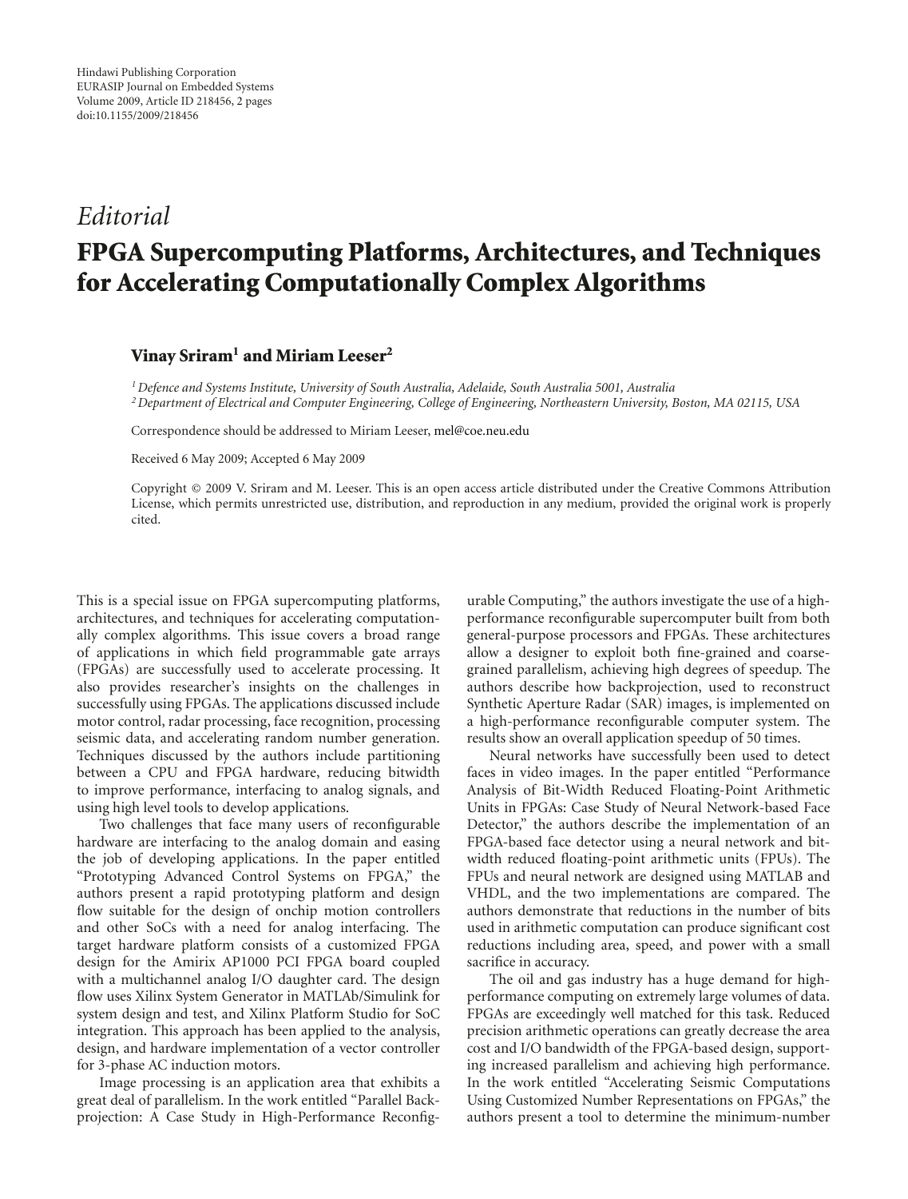Hindawi Publishing Corporation
EURASIP Journal on Embedded Systems
Volume 2009, Article ID 218456, 2 pages
doi:10.1155/2009/218456

*Editorial*

# FPGA Supercomputing Platforms, Architectures, and Techniques for Accelerating Computationally Complex Algorithms

**Vinay Sriram[1] and Miriam Leeser[2]**

[1] *Defence and Systems Institute, University of South Australia, Adelaide, South Australia 5001, Australia*
[2] *Department of Electrical and Computer Engineering, College of Engineering, Northeastern University, Boston, MA 02115, USA*

Correspondence should be addressed to Miriam Leeser, mel@coe.neu.edu

Received 6 May 2009; Accepted 6 May 2009

Copyright © 2009 V. Sriram and M. Leeser. This is an open access article distributed under the Creative Commons Attribution License, which permits unrestricted use, distribution, and reproduction in any medium, provided the original work is properly cited.

This is a special issue on FPGA supercomputing platforms, architectures, and techniques for accelerating computationally complex algorithms. This issue covers a broad range of applications in which field programmable gate arrays (FPGAs) are successfully used to accelerate processing. It also provides researcher's insights on the challenges in successfully using FPGAs. The applications discussed include motor control, radar processing, face recognition, processing seismic data, and accelerating random number generation. Techniques discussed by the authors include partitioning between a CPU and FPGA hardware, reducing bitwidth to improve performance, interfacing to analog signals, and using high level tools to develop applications.

Two challenges that face many users of reconfigurable hardware are interfacing to the analog domain and easing the job of developing applications. In the paper entitled "Prototyping Advanced Control Systems on FPGA," the authors present a rapid prototyping platform and design flow suitable for the design of onchip motion controllers and other SoCs with a need for analog interfacing. The target hardware platform consists of a customized FPGA design for the Amirix AP1000 PCI FPGA board coupled with a multichannel analog I/O daughter card. The design flow uses Xilinx System Generator in MATLAb/Simulink for system design and test, and Xilinx Platform Studio for SoC integration. This approach has been applied to the analysis, design, and hardware implementation of a vector controller for 3-phase AC induction motors.

Image processing is an application area that exhibits a great deal of parallelism. In the work entitled "Parallel Backprojection: A Case Study in High-Performance Reconfigurable Computing," the authors investigate the use of a high-performance reconfigurable supercomputer built from both general-purpose processors and FPGAs. These architectures allow a designer to exploit both fine-grained and coarse-grained parallelism, achieving high degrees of speedup. The authors describe how backprojection, used to reconstruct Synthetic Aperture Radar (SAR) images, is implemented on a high-performance reconfigurable computer system. The results show an overall application speedup of 50 times.

Neural networks have successfully been used to detect faces in video images. In the paper entitled "Performance Analysis of Bit-Width Reduced Floating-Point Arithmetic Units in FPGAs: Case Study of Neural Network-based Face Detector," the authors describe the implementation of an FPGA-based face detector using a neural network and bit-width reduced floating-point arithmetic units (FPUs). The FPUs and neural network are designed using MATLAB and VHDL, and the two implementations are compared. The authors demonstrate that reductions in the number of bits used in arithmetic computation can produce significant cost reductions including area, speed, and power with a small sacrifice in accuracy.

The oil and gas industry has a huge demand for high-performance computing on extremely large volumes of data. FPGAs are exceedingly well matched for this task. Reduced precision arithmetic operations can greatly decrease the area cost and I/O bandwidth of the FPGA-based design, supporting increased parallelism and achieving high performance. In the work entitled "Accelerating Seismic Computations Using Customized Number Representations on FPGAs," the authors present a tool to determine the minimum-number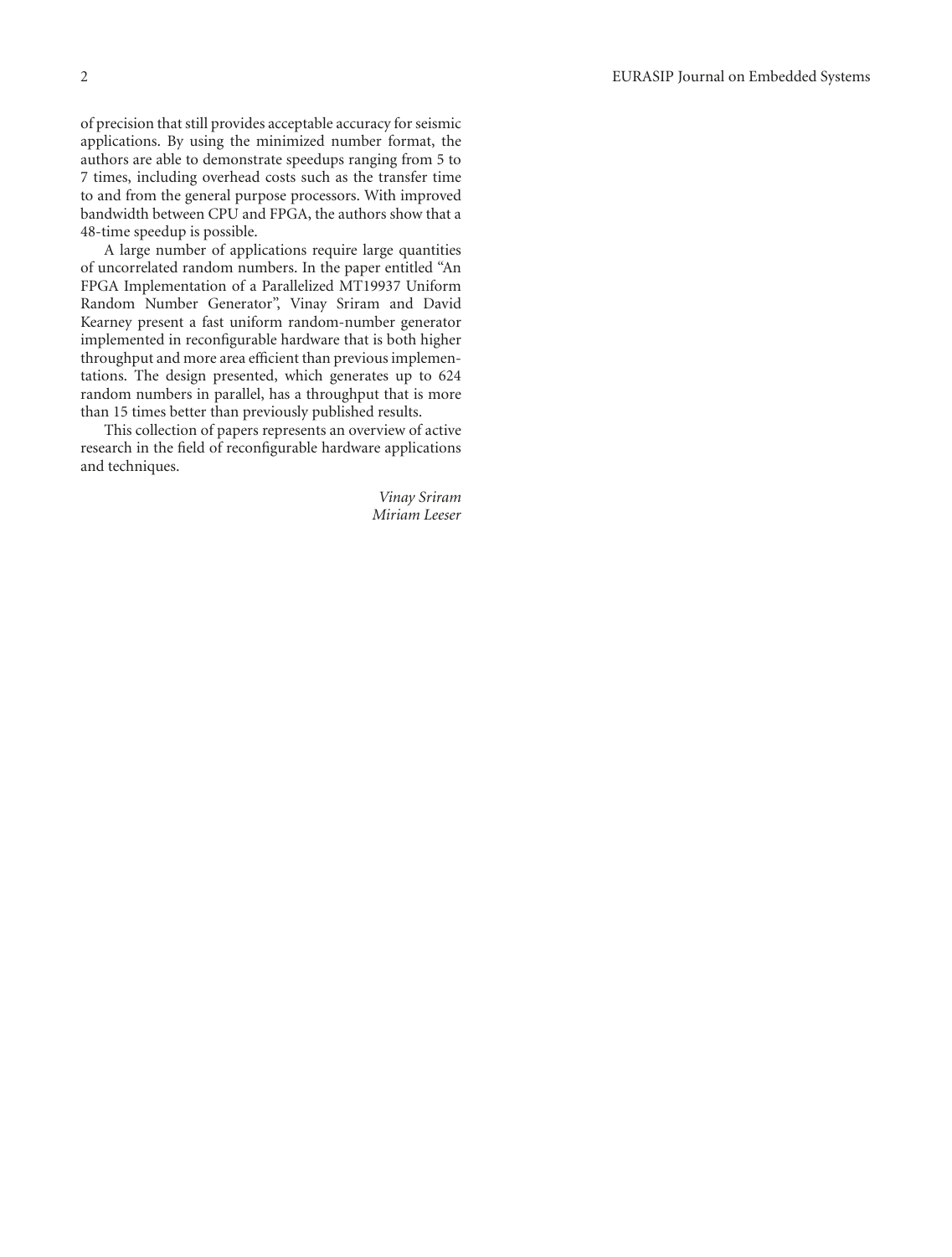of precision that still provides acceptable accuracy for seismic applications. By using the minimized number format, the authors are able to demonstrate speedups ranging from 5 to 7 times, including overhead costs such as the transfer time to and from the general purpose processors. With improved bandwidth between CPU and FPGA, the authors show that a 48-time speedup is possible.

A large number of applications require large quantities of uncorrelated random numbers. In the paper entitled "An FPGA Implementation of a Parallelized MT19937 Uniform Random Number Generator", Vinay Sriram and David Kearney present a fast uniform random-number generator implemented in reconfigurable hardware that is both higher throughput and more area efficient than previous implementations. The design presented, which generates up to 624 random numbers in parallel, has a throughput that is more than 15 times better than previously published results.

This collection of papers represents an overview of active research in the field of reconfigurable hardware applications and techniques.

*Vinay Sriram*
*Miriam Leeser*